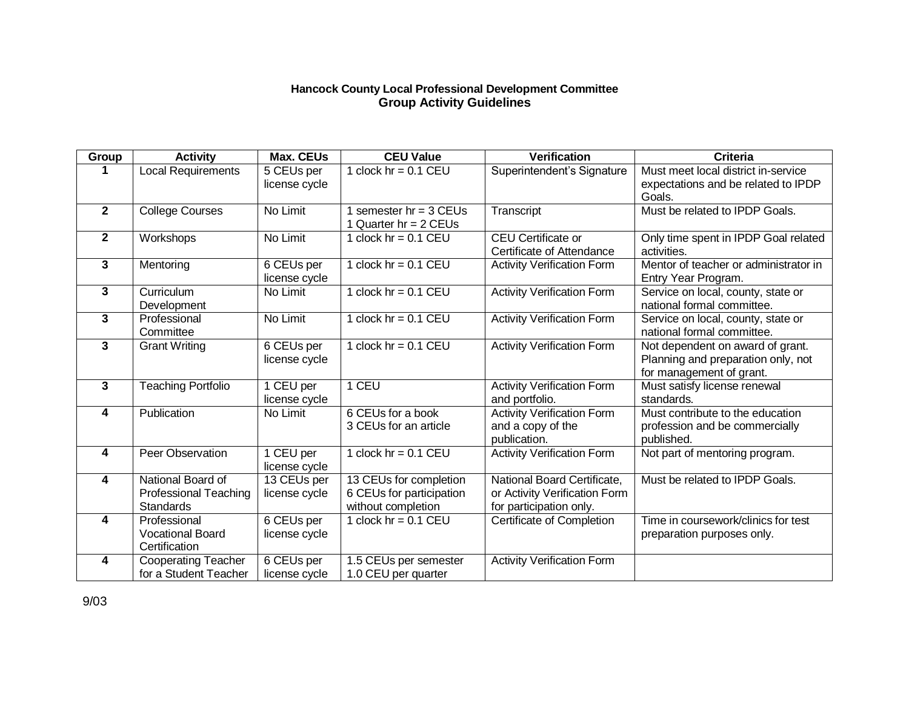**Hancock County Local Professional Development Committee**
**Group Activity Guidelines**

| Group | Activity | Max. CEUs | CEU Value | Verification | Criteria |
|---|---|---|---|---|---|
| 1 | Local Requirements | 5 CEUs per license cycle | 1 clock hr = 0.1 CEU | Superintendent's Signature | Must meet local district in-service expectations and be related to IPDP Goals. |
| 2 | College Courses | No Limit | 1 semester hr = 3 CEUs<br>1 Quarter hr = 2 CEUs | Transcript | Must be related to IPDP Goals. |
| 2 | Workshops | No Limit | 1 clock hr = 0.1 CEU | CEU Certificate or Certificate of Attendance | Only time spent in IPDP Goal related activities. |
| 3 | Mentoring | 6 CEUs per license cycle | 1 clock hr = 0.1 CEU | Activity Verification Form | Mentor of teacher or administrator in Entry Year Program. |
| 3 | Curriculum Development | No Limit | 1 clock hr = 0.1 CEU | Activity Verification Form | Service on local, county, state or national formal committee. |
| 3 | Professional Committee | No Limit | 1 clock hr = 0.1 CEU | Activity Verification Form | Service on local, county, state or national formal committee. |
| 3 | Grant Writing | 6 CEUs per license cycle | 1 clock hr = 0.1 CEU | Activity Verification Form | Not dependent on award of grant. Planning and preparation only, not for management of grant. |
| 3 | Teaching Portfolio | 1 CEU per license cycle | 1 CEU | Activity Verification Form and portfolio. | Must satisfy license renewal standards. |
| 4 | Publication | No Limit | 6 CEUs for a book<br>3 CEUs for an article | Activity Verification Form and a copy of the publication. | Must contribute to the education profession and be commercially published. |
| 4 | Peer Observation | 1 CEU per license cycle | 1 clock hr = 0.1 CEU | Activity Verification Form | Not part of mentoring program. |
| 4 | National Board of Professional Teaching Standards | 13 CEUs per license cycle | 13 CEUs for completion<br>6 CEUs for participation without completion | National Board Certificate, or Activity Verification Form for participation only. | Must be related to IPDP Goals. |
| 4 | Professional Vocational Board Certification | 6 CEUs per license cycle | 1 clock hr = 0.1 CEU | Certificate of Completion | Time in coursework/clinics for test preparation purposes only. |
| 4 | Cooperating Teacher for a Student Teacher | 6 CEUs per license cycle | 1.5 CEUs per semester<br>1.0 CEU per quarter | Activity Verification Form | |

9/03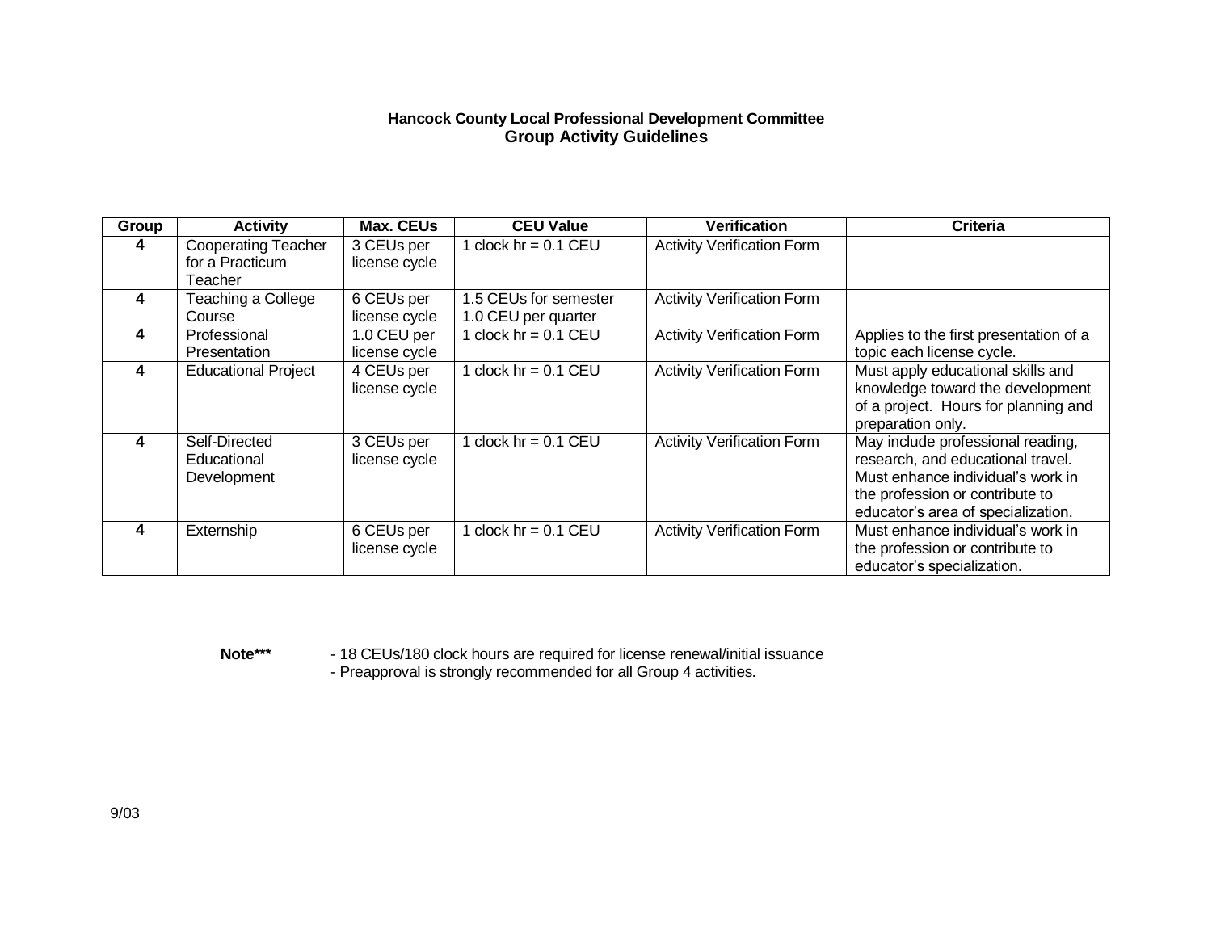**Hancock County Local Professional Development Committee**
**Group Activity Guidelines**

| Group | Activity | Max. CEUs | CEU Value | Verification | Criteria |
|---|---|---|---|---|---|
| 4 | Cooperating Teacher for a Practicum Teacher | 3 CEUs per license cycle | 1 clock hr = 0.1 CEU | Activity Verification Form | |
| 4 | Teaching a College Course | 6 CEUs per license cycle | 1.5 CEUs for semester<br>1.0 CEU per quarter | Activity Verification Form | |
| 4 | Professional Presentation | 1.0 CEU per license cycle | 1 clock hr = 0.1 CEU | Activity Verification Form | Applies to the first presentation of a topic each license cycle. |
| 4 | Educational Project | 4 CEUs per license cycle | 1 clock hr = 0.1 CEU | Activity Verification Form | Must apply educational skills and knowledge toward the development of a project. Hours for planning and preparation only. |
| 4 | Self-Directed Educational Development | 3 CEUs per license cycle | 1 clock hr = 0.1 CEU | Activity Verification Form | May include professional reading, research, and educational travel. Must enhance individual's work in the profession or contribute to educator's area of specialization. |
| 4 | Externship | 6 CEUs per license cycle | 1 clock hr = 0.1 CEU | Activity Verification Form | Must enhance individual's work in the profession or contribute to educator's specialization. |

**Note*****

- 18 CEUs/180 clock hours are required for license renewal/initial issuance
- Preapproval is strongly recommended for all Group 4 activities.

9/03